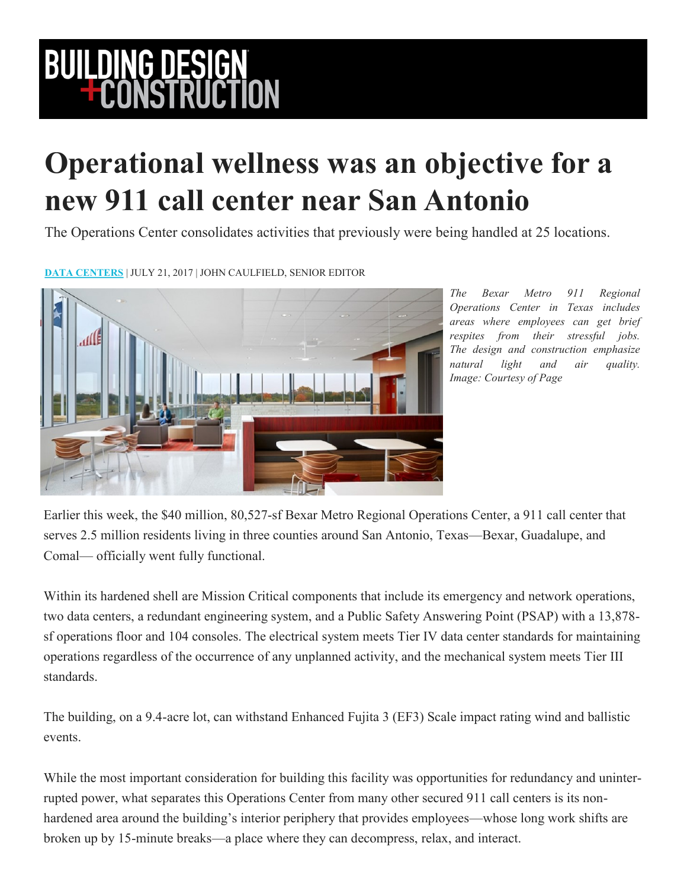# Operational wellness was an objective for a new 911 call center near San Antonio

The Operations Center consolidates activities that previously were being handled at 25 locations.

**DATA CENTERS** | JULY 21, 2017 | JOHN CAULFIELD, SENIOR EDITOR

*The Bexar Metro 911 Regional Operations Center in Texas includes areas where employees can get brief respites from their stressful jobs. The design and construction emphasize natural light and air quality. Image: Courtesy of Page*

Earlier this week, the $40 million, 80,527-sf Bexar Metro Regional Operations Center, a 911 call center that serves 2.5 million residents living in three counties around San Antonio, Texas—Bexar, Guadalupe, and Comal— officially went fully functional.

Within its hardened shell are Mission Critical components that include its emergency and network operations, two data centers, a redundant engineering system, and a Public Safety Answering Point (PSAP) with a 13,878-sf operations floor and 104 consoles. The electrical system meets Tier IV data center standards for maintaining operations regardless of the occurrence of any unplanned activity, and the mechanical system meets Tier III standards.

The building, on a 9.4-acre lot, can withstand Enhanced Fujita 3 (EF3) Scale impact rating wind and ballistic events.

While the most important consideration for building this facility was opportunities for redundancy and uninterrupted power, what separates this Operations Center from many other secured 911 call centers is its non-hardened area around the building's interior periphery that provides employees—whose long work shifts are broken up by 15-minute breaks—a place where they can decompress, relax, and interact.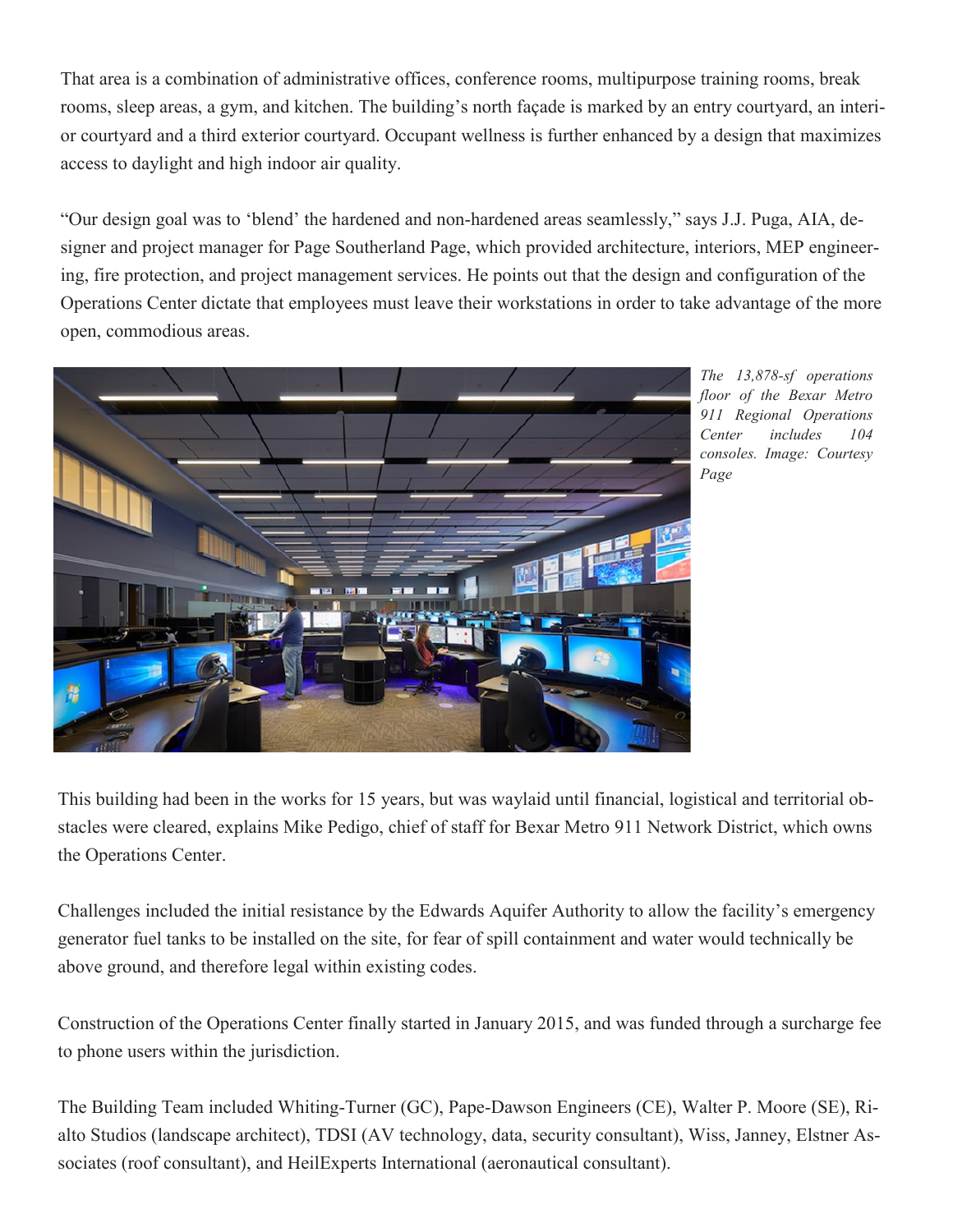That area is a combination of administrative offices, conference rooms, multipurpose training rooms, break rooms, sleep areas, a gym, and kitchen. The building's north façade is marked by an entry courtyard, an interior courtyard and a third exterior courtyard. Occupant wellness is further enhanced by a design that maximizes access to daylight and high indoor air quality.

"Our design goal was to 'blend' the hardened and non-hardened areas seamlessly," says J.J. Puga, AIA, designer and project manager for Page Southerland Page, which provided architecture, interiors, MEP engineering, fire protection, and project management services. He points out that the design and configuration of the Operations Center dictate that employees must leave their workstations in order to take advantage of the more open, commodious areas.

*The 13,878-sf operations floor of the Bexar Metro 911 Regional Operations Center includes 104 consoles. Image: Courtesy Page*

This building had been in the works for 15 years, but was waylaid until financial, logistical and territorial obstacles were cleared, explains Mike Pedigo, chief of staff for Bexar Metro 911 Network District, which owns the Operations Center.

Challenges included the initial resistance by the Edwards Aquifer Authority to allow the facility's emergency generator fuel tanks to be installed on the site, for fear of spill containment and water would technically be above ground, and therefore legal within existing codes.

Construction of the Operations Center finally started in January 2015, and was funded through a surcharge fee to phone users within the jurisdiction.

The Building Team included Whiting-Turner (GC), Pape-Dawson Engineers (CE), Walter P. Moore (SE), Rialto Studios (landscape architect), TDSI (AV technology, data, security consultant), Wiss, Janney, Elstner Associates (roof consultant), and HeilExperts International (aeronautical consultant).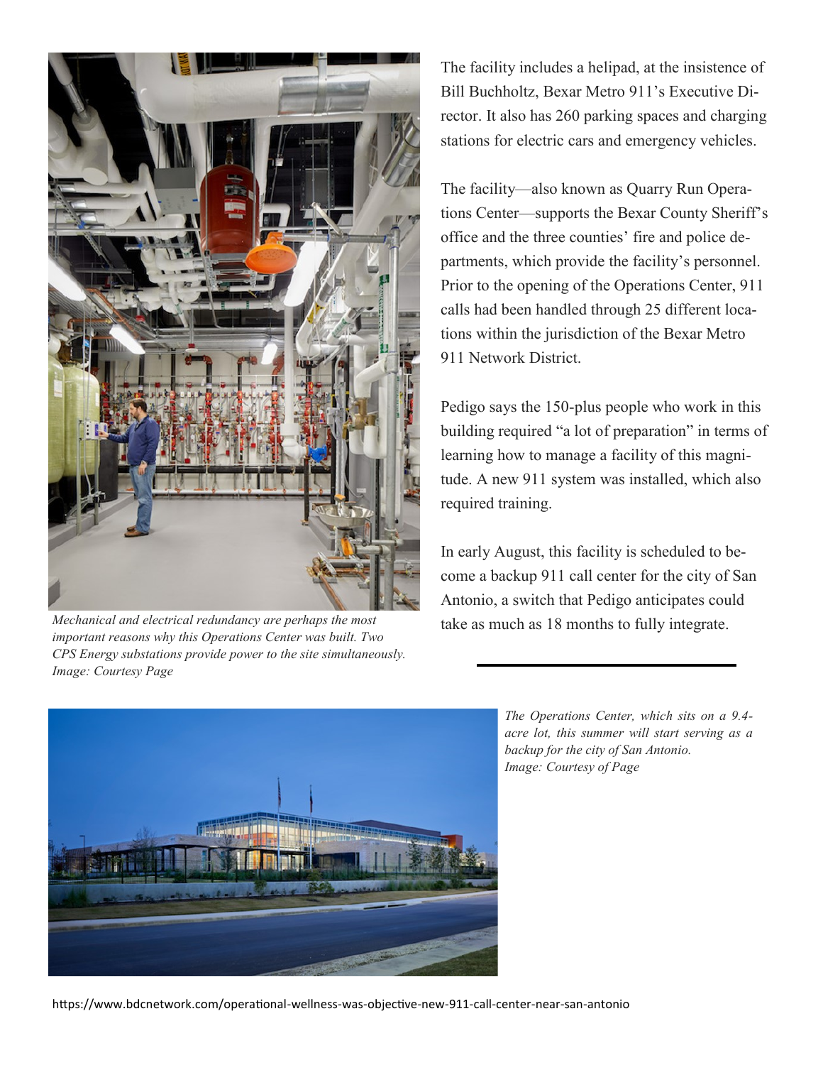*Mechanical and electrical redundancy are perhaps the most important reasons why this Operations Center was built. Two CPS Energy substations provide power to the site simultaneously. Image: Courtesy Page*

The facility includes a helipad, at the insistence of Bill Buchholtz, Bexar Metro 911's Executive Director. It also has 260 parking spaces and charging stations for electric cars and emergency vehicles.

The facility—also known as Quarry Run Operations Center—supports the Bexar County Sheriff's office and the three counties' fire and police departments, which provide the facility's personnel. Prior to the opening of the Operations Center, 911 calls had been handled through 25 different locations within the jurisdiction of the Bexar Metro 911 Network District.

Pedigo says the 150-plus people who work in this building required "a lot of preparation" in terms of learning how to manage a facility of this magnitude. A new 911 system was installed, which also required training.

In early August, this facility is scheduled to become a backup 911 call center for the city of San Antonio, a switch that Pedigo anticipates could take as much as 18 months to fully integrate.

*The Operations Center, which sits on a 9.4-acre lot, this summer will start serving as a backup for the city of San Antonio. Image: Courtesy of Page*

https://www.bdcnetwork.com/operational-wellness-was-objective-new-911-call-center-near-san-antonio